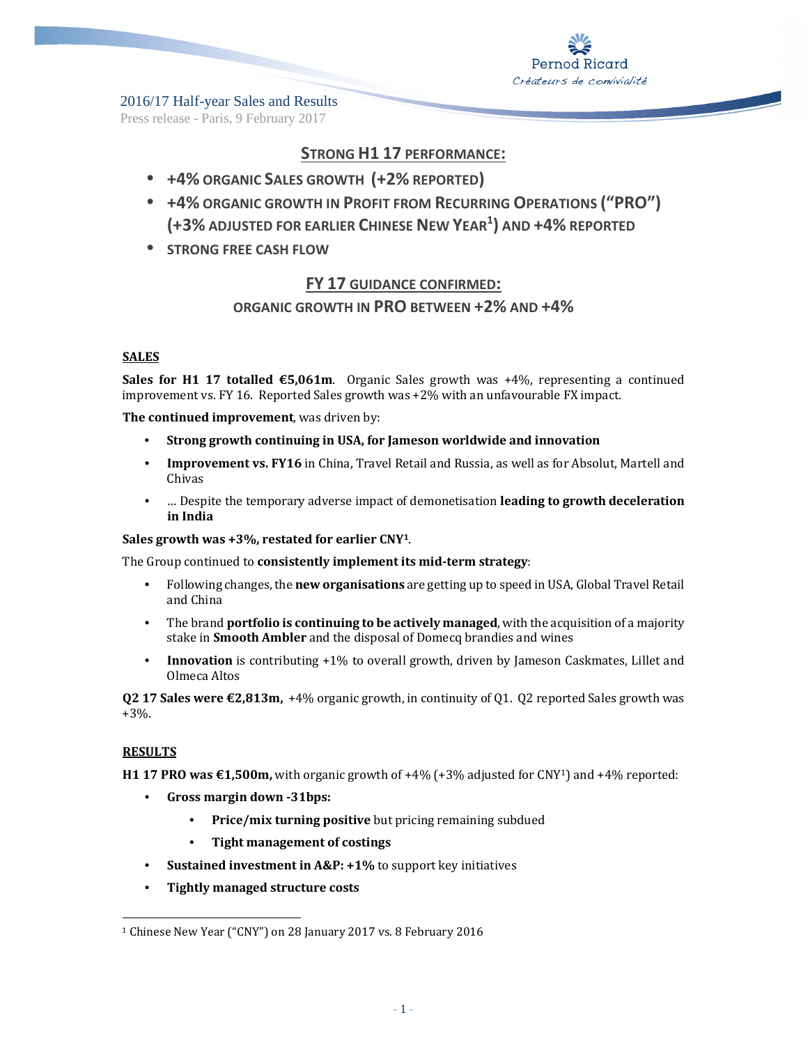Pernod Ricard
*Créateurs de convivialité*

2016/17 Half-year Sales and Results

Press release - Paris, 9 February 2017

## STRONG H1 17 PERFORMANCE:

- **+4% ORGANIC SALES GROWTH (+2% REPORTED)**
- **+4% ORGANIC GROWTH IN PROFIT FROM RECURRING OPERATIONS ("PRO") (+3% ADJUSTED FOR EARLIER CHINESE NEW YEAR[1]) AND +4% REPORTED**
- **STRONG FREE CASH FLOW**

## FY 17 GUIDANCE CONFIRMED:

### ORGANIC GROWTH IN PRO BETWEEN +2% AND +4%

### SALES

**Sales for H1 17 totalled €5,061m**. Organic Sales growth was +4%, representing a continued improvement vs. FY 16. Reported Sales growth was +2% with an unfavourable FX impact.

**The continued improvement**, was driven by:

- **Strong growth continuing in USA, for Jameson worldwide and innovation**
- **Improvement vs. FY16** in China, Travel Retail and Russia, as well as for Absolut, Martell and Chivas
- … Despite the temporary adverse impact of demonetisation **leading to growth deceleration in India**

**Sales growth was +3%, restated for earlier CNY[1]**.

The Group continued to **consistently implement its mid-term strategy**:

- Following changes, the **new organisations** are getting up to speed in USA, Global Travel Retail and China
- The brand **portfolio is continuing to be actively managed**, with the acquisition of a majority stake in **Smooth Ambler** and the disposal of Domecq brandies and wines
- **Innovation** is contributing +1% to overall growth, driven by Jameson Caskmates, Lillet and Olmeca Altos

**Q2 17 Sales were €2,813m,** +4% organic growth, in continuity of Q1. Q2 reported Sales growth was +3%.

### RESULTS

**H1 17 PRO was €1,500m,** with organic growth of +4% (+3% adjusted for CNY[1]) and +4% reported:

- **Gross margin down -31bps:**
  - **Price/mix turning positive** but pricing remaining subdued
  - **Tight management of costings**
- **Sustained investment in A&P: +1%** to support key initiatives
- **Tightly managed structure costs**

---

[1] Chinese New Year ("CNY") on 28 January 2017 vs. 8 February 2016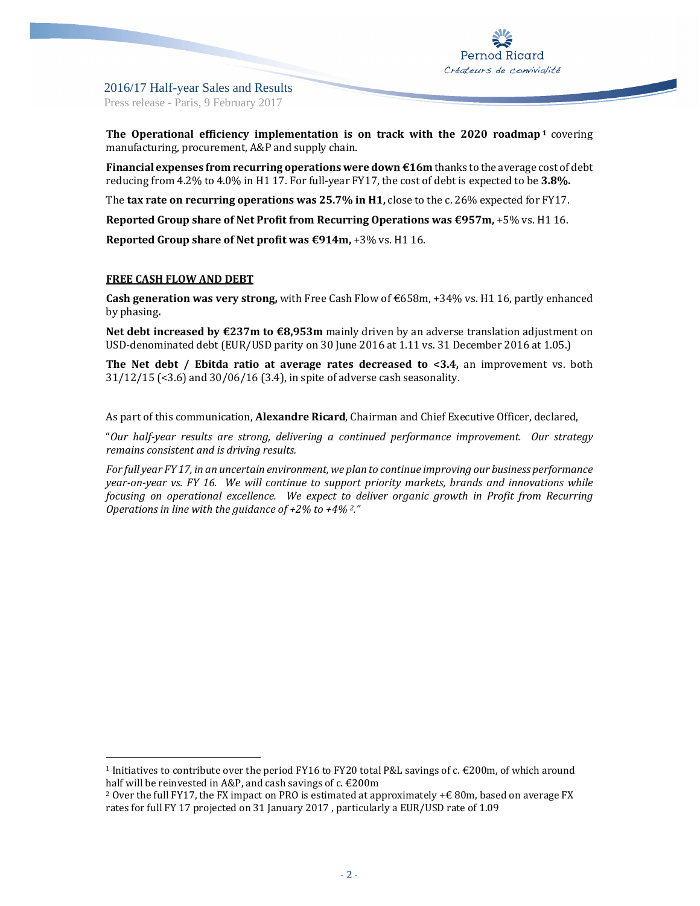**The Operational efficiency implementation is on track with the 2020 roadmap**[1] covering manufacturing, procurement, A&P and supply chain.

**Financial expenses from recurring operations were down €16m** thanks to the average cost of debt reducing from 4.2% to 4.0% in H1 17. For full-year FY17, the cost of debt is expected to be **3.8%.**

The **tax rate on recurring operations was 25.7% in H1,** close to the c. 26% expected for FY17.

**Reported Group share of Net Profit from Recurring Operations was €957m,** +5% vs. H1 16.

**Reported Group share of Net profit was €914m,** +3% vs. H1 16.

**FREE CASH FLOW AND DEBT**

**Cash generation was very strong,** with Free Cash Flow of €658m, +34% vs. H1 16, partly enhanced by phasing**.**

**Net debt increased by €237m to €8,953m** mainly driven by an adverse translation adjustment on USD-denominated debt (EUR/USD parity on 30 June 2016 at 1.11 vs. 31 December 2016 at 1.05.)

**The Net debt / Ebitda ratio at average rates decreased to <3.4,** an improvement vs. both 31/12/15 (<3.6) and 30/06/16 (3.4), in spite of adverse cash seasonality.

As part of this communication, **Alexandre Ricard**, Chairman and Chief Executive Officer, declared,

"*Our half-year results are strong, delivering a continued performance improvement. Our strategy remains consistent and is driving results.*

*For full year FY 17, in an uncertain environment, we plan to continue improving our business performance year-on-year vs. FY 16. We will continue to support priority markets, brands and innovations while focusing on operational excellence. We expect to deliver organic growth in Profit from Recurring Operations in line with the guidance of +2% to +4%*[2]*."*

---

[1] Initiatives to contribute over the period FY16 to FY20 total P&L savings of c. €200m, of which around half will be reinvested in A&P, and cash savings of c. €200m

[2] Over the full FY17, the FX impact on PRO is estimated at approximately +€ 80m, based on average FX rates for full FY 17 projected on 31 January 2017 , particularly a EUR/USD rate of 1.09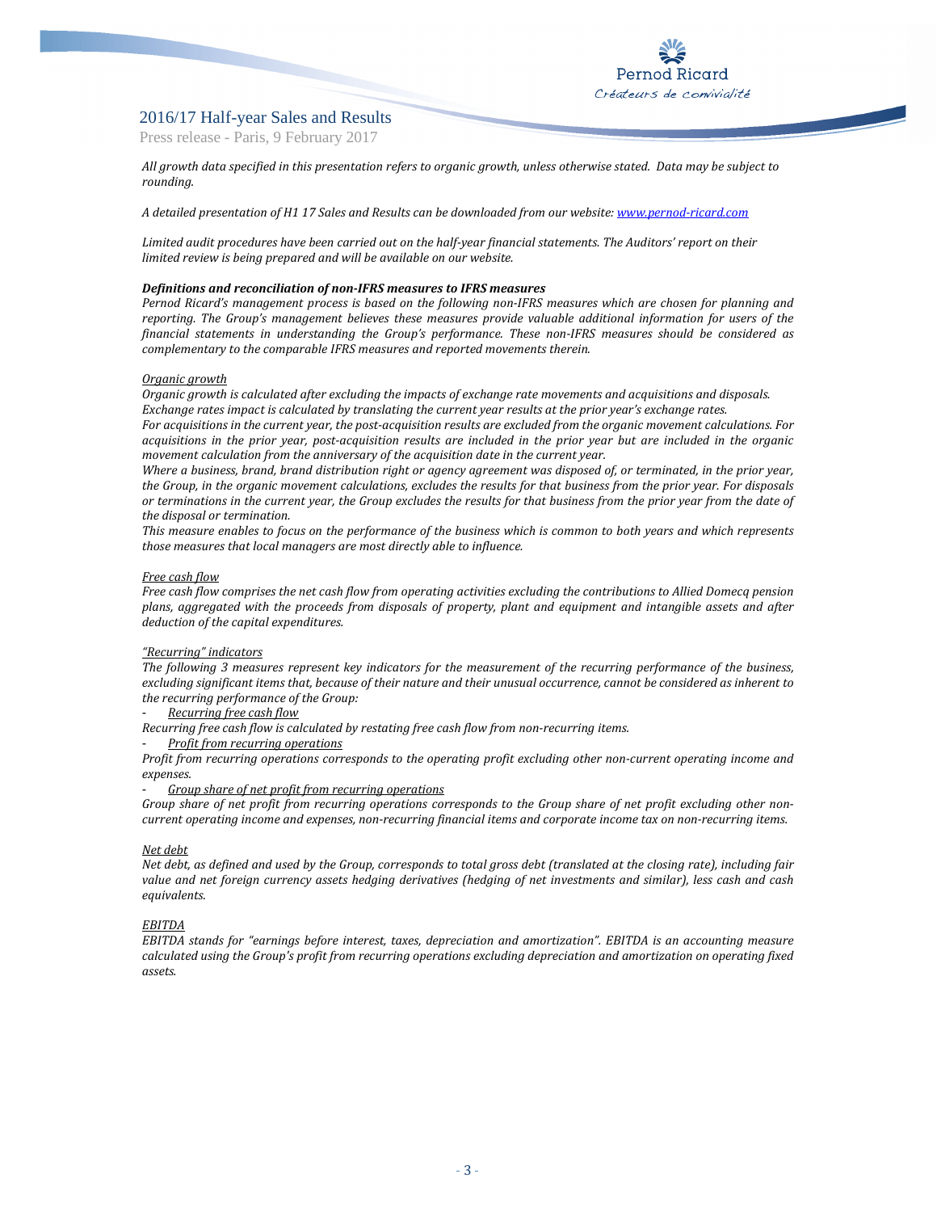*All growth data specified in this presentation refers to organic growth, unless otherwise stated. Data may be subject to rounding.*

*A detailed presentation of H1 17 Sales and Results can be downloaded from our website: [www.pernod-ricard.com](http://www.pernod-ricard.com)*

*Limited audit procedures have been carried out on the half-year financial statements. The Auditors' report on their limited review is being prepared and will be available on our website.*

***Definitions and reconciliation of non-IFRS measures to IFRS measures***

*Pernod Ricard's management process is based on the following non-IFRS measures which are chosen for planning and reporting. The Group's management believes these measures provide valuable additional information for users of the financial statements in understanding the Group's performance. These non-IFRS measures should be considered as complementary to the comparable IFRS measures and reported movements therein.*

*Organic growth*

*Organic growth is calculated after excluding the impacts of exchange rate movements and acquisitions and disposals. Exchange rates impact is calculated by translating the current year results at the prior year's exchange rates.*

*For acquisitions in the current year, the post-acquisition results are excluded from the organic movement calculations. For acquisitions in the prior year, post-acquisition results are included in the prior year but are included in the organic movement calculation from the anniversary of the acquisition date in the current year.*

*Where a business, brand, brand distribution right or agency agreement was disposed of, or terminated, in the prior year, the Group, in the organic movement calculations, excludes the results for that business from the prior year. For disposals or terminations in the current year, the Group excludes the results for that business from the prior year from the date of the disposal or termination.*

*This measure enables to focus on the performance of the business which is common to both years and which represents those measures that local managers are most directly able to influence.*

*Free cash flow*

*Free cash flow comprises the net cash flow from operating activities excluding the contributions to Allied Domecq pension plans, aggregated with the proceeds from disposals of property, plant and equipment and intangible assets and after deduction of the capital expenditures.*

*"Recurring" indicators*

*The following 3 measures represent key indicators for the measurement of the recurring performance of the business, excluding significant items that, because of their nature and their unusual occurrence, cannot be considered as inherent to the recurring performance of the Group:*

- *Recurring free cash flow*

*Recurring free cash flow is calculated by restating free cash flow from non-recurring items.*

- *Profit from recurring operations*

*Profit from recurring operations corresponds to the operating profit excluding other non-current operating income and expenses.*

- *Group share of net profit from recurring operations*

*Group share of net profit from recurring operations corresponds to the Group share of net profit excluding other non-current operating income and expenses, non-recurring financial items and corporate income tax on non-recurring items.*

*Net debt*

*Net debt, as defined and used by the Group, corresponds to total gross debt (translated at the closing rate), including fair value and net foreign currency assets hedging derivatives (hedging of net investments and similar), less cash and cash equivalents.*

*EBITDA*

*EBITDA stands for "earnings before interest, taxes, depreciation and amortization". EBITDA is an accounting measure calculated using the Group's profit from recurring operations excluding depreciation and amortization on operating fixed assets.*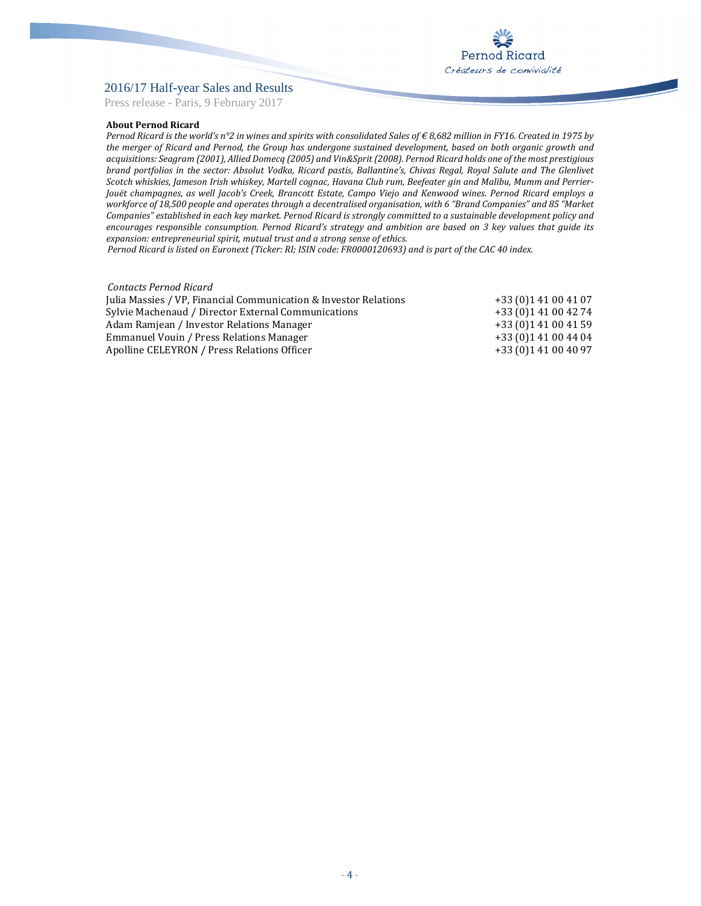**About Pernod Ricard**

*Pernod Ricard is the world's n°2 in wines and spirits with consolidated Sales of € 8,682 million in FY16. Created in 1975 by the merger of Ricard and Pernod, the Group has undergone sustained development, based on both organic growth and acquisitions: Seagram (2001), Allied Domecq (2005) and Vin&Sprit (2008). Pernod Ricard holds one of the most prestigious brand portfolios in the sector: Absolut Vodka, Ricard pastis, Ballantine's, Chivas Regal, Royal Salute and The Glenlivet Scotch whiskies, Jameson Irish whiskey, Martell cognac, Havana Club rum, Beefeater gin and Malibu, Mumm and Perrier-Jouët champagnes, as well Jacob's Creek, Brancott Estate, Campo Viejo and Kenwood wines. Pernod Ricard employs a workforce of 18,500 people and operates through a decentralised organisation, with 6 "Brand Companies" and 85 "Market Companies" established in each key market. Pernod Ricard is strongly committed to a sustainable development policy and encourages responsible consumption. Pernod Ricard's strategy and ambition are based on 3 key values that guide its expansion: entrepreneurial spirit, mutual trust and a strong sense of ethics.*

*Pernod Ricard is listed on Euronext (Ticker: RI; ISIN code: FR0000120693) and is part of the CAC 40 index.*

*Contacts Pernod Ricard*

| | |
|---|---|
| Julia Massies / VP, Financial Communication & Investor Relations | +33 (0)1 41 00 41 07 |
| Sylvie Machenaud / Director External Communications | +33 (0)1 41 00 42 74 |
| Adam Ramjean / Investor Relations Manager | +33 (0)1 41 00 41 59 |
| Emmanuel Vouin / Press Relations Manager | +33 (0)1 41 00 44 04 |
| Apolline CELEYRON / Press Relations Officer | +33 (0)1 41 00 40 97 |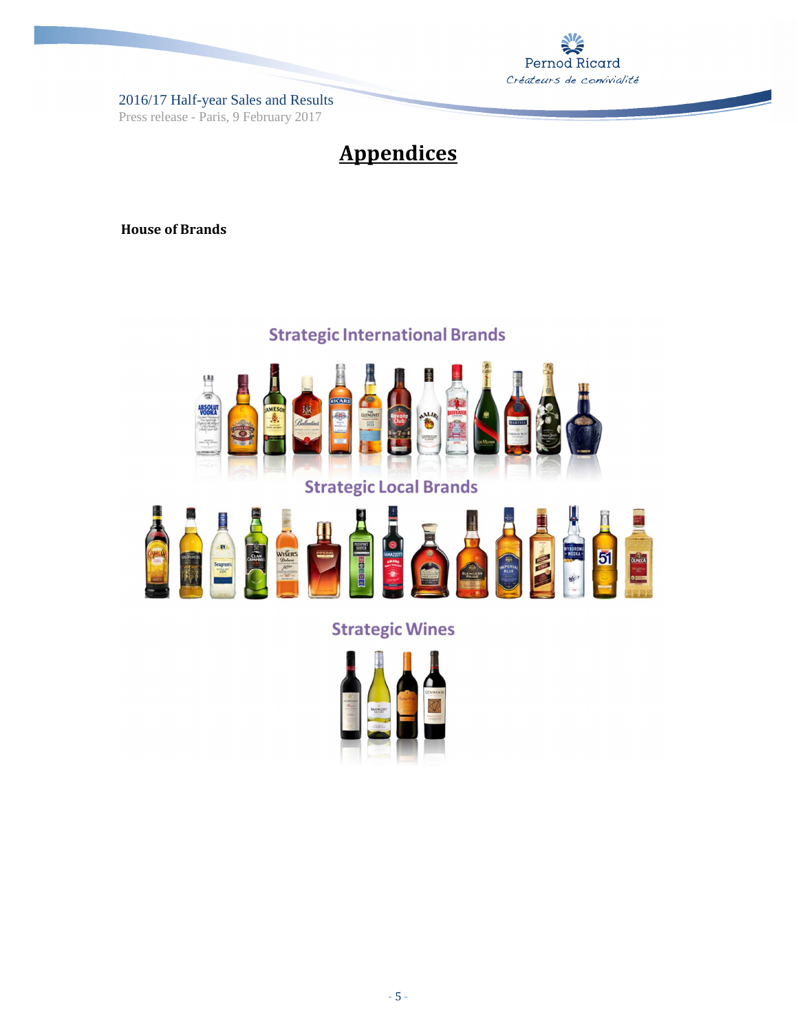# Appendices

**House of Brands**

Strategic International Brands

Strategic Local Brands

Strategic Wines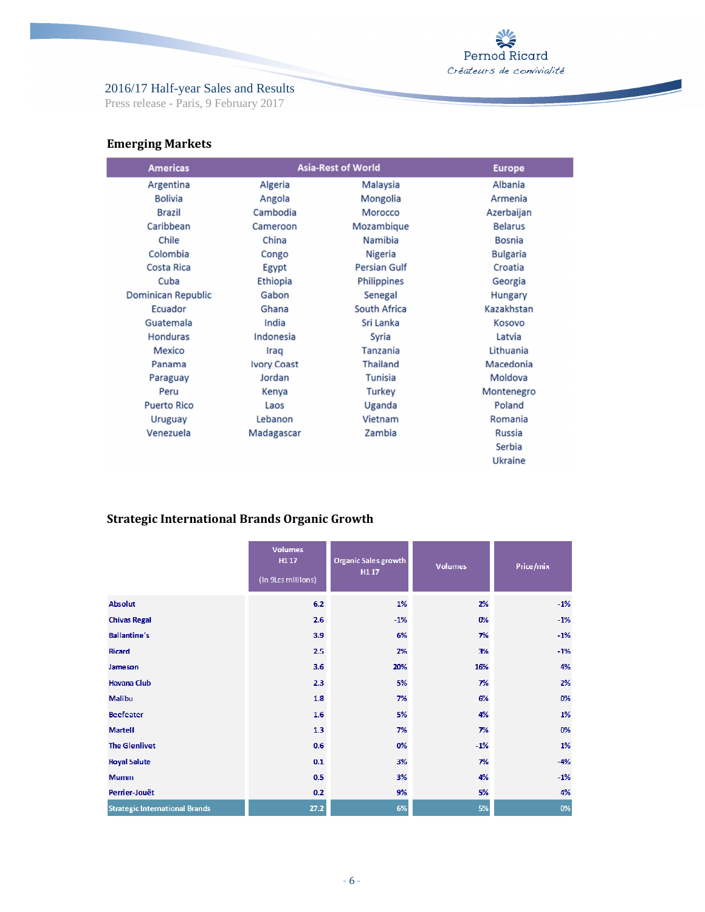## Emerging Markets

| Americas | Asia-Rest of World | | Europe |
|---|---|---|---|
| Argentina | Algeria | Malaysia | Albania |
| Bolivia | Angola | Mongolia | Armenia |
| Brazil | Cambodia | Morocco | Azerbaijan |
| Caribbean | Cameroon | Mozambique | Belarus |
| Chile | China | Namibia | Bosnia |
| Colombia | Congo | Nigeria | Bulgaria |
| Costa Rica | Egypt | Persian Gulf | Croatia |
| Cuba | Ethiopia | Philippines | Georgia |
| Dominican Republic | Gabon | Senegal | Hungary |
| Ecuador | Ghana | South Africa | Kazakhstan |
| Guatemala | India | Sri Lanka | Kosovo |
| Honduras | Indonesia | Syria | Latvia |
| Mexico | Iraq | Tanzania | Lithuania |
| Panama | Ivory Coast | Thailand | Macedonia |
| Paraguay | Jordan | Tunisia | Moldova |
| Peru | Kenya | Turkey | Montenegro |
| Puerto Rico | Laos | Uganda | Poland |
| Uruguay | Lebanon | Vietnam | Romania |
| Venezuela | Madagascar | Zambia | Russia |
| | | | Serbia |
| | | | Ukraine |

## Strategic International Brands Organic Growth

| | Volumes H1 17 (in 9Lcs millions) | Organic Sales growth H1 17 | Volumes | Price/mix |
|---|---|---|---|---|
| Absolut | 6.2 | 1% | 2% | -1% |
| Chivas Regal | 2.6 | -1% | 0% | -1% |
| Ballantine's | 3.9 | 6% | 7% | -1% |
| Ricard | 2.5 | 2% | 3% | -1% |
| Jameson | 3.6 | 20% | 16% | 4% |
| Havana Club | 2.3 | 5% | 7% | 2% |
| Malibu | 1.8 | 7% | 6% | 0% |
| Beefeater | 1.6 | 5% | 4% | 1% |
| Martell | 1.3 | 7% | 7% | 0% |
| The Glenlivet | 0.6 | 0% | -1% | 1% |
| Royal Salute | 0.1 | 3% | 7% | -4% |
| Mumm | 0.5 | 3% | 4% | -1% |
| Perrier-Jouët | 0.2 | 9% | 5% | 4% |
| Strategic International Brands | 27.2 | 6% | 5% | 0% |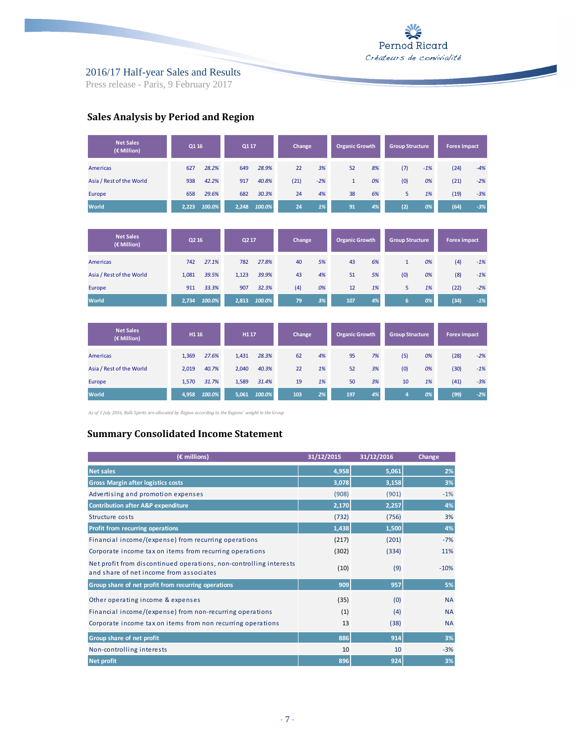## Sales Analysis by Period and Region

| Net Sales (€ Million) | Q1 16 | | Q1 17 | | Change | | Organic Growth | | Group Structure | | Forex impact | |
|---|---|---|---|---|---|---|---|---|---|---|---|---|
| Americas | 627 | *28.2%* | 649 | *28.9%* | 22 | *3%* | 52 | *8%* | (7) | *-1%* | (24) | *-4%* |
| Asia / Rest of the World | 938 | *42.2%* | 917 | *40.8%* | (21) | *-2%* | 1 | *0%* | (0) | *0%* | (21) | *-2%* |
| Europe | 658 | *29.6%* | 682 | *30.3%* | 24 | *4%* | 38 | *6%* | 5 | *1%* | (19) | *-3%* |
| **World** | **2,223** | ***100.0%*** | **2,248** | ***100.0%*** | **24** | ***1%*** | **91** | ***4%*** | **(2)** | ***0%*** | **(64)** | ***-3%*** |

| Net Sales (€ Million) | Q2 16 | | Q2 17 | | Change | | Organic Growth | | Group Structure | | Forex impact | |
|---|---|---|---|---|---|---|---|---|---|---|---|---|
| Americas | 742 | *27.1%* | 782 | *27.8%* | 40 | *5%* | 43 | *6%* | 1 | *0%* | (4) | *-1%* |
| Asia / Rest of the World | 1,081 | *39.5%* | 1,123 | *39.9%* | 43 | *4%* | 51 | *5%* | (0) | *0%* | (8) | *-1%* |
| Europe | 911 | *33.3%* | 907 | *32.3%* | (4) | *0%* | 12 | *1%* | 5 | *1%* | (22) | *-2%* |
| **World** | **2,734** | ***100.0%*** | **2,813** | ***100.0%*** | **79** | ***3%*** | **107** | ***4%*** | **6** | ***0%*** | **(34)** | ***-1%*** |

| Net Sales (€ Million) | H1 16 | | H1 17 | | Change | | Organic Growth | | Group Structure | | Forex impact | |
|---|---|---|---|---|---|---|---|---|---|---|---|---|
| Americas | 1,369 | *27.6%* | 1,431 | *28.3%* | 62 | *4%* | 95 | *7%* | (5) | *0%* | (28) | *-2%* |
| Asia / Rest of the World | 2,019 | *40.7%* | 2,040 | *40.3%* | 22 | *1%* | 52 | *3%* | (0) | *0%* | (30) | *-1%* |
| Europe | 1,570 | *31.7%* | 1,589 | *31.4%* | 19 | *1%* | 50 | *3%* | 10 | *1%* | (41) | *-3%* |
| **World** | **4,958** | ***100.0%*** | **5,061** | ***100.0%*** | **103** | ***2%*** | **197** | ***4%*** | **4** | ***0%*** | **(99)** | ***-2%*** |

*As of 1 July 2016, Bulk Spirits are allocated by Region according to the Regions' weight in the Group*

## Summary Consolidated Income Statement

| (€ millions) | 31/12/2015 | 31/12/2016 | Change |
|---|---|---|---|
| **Net sales** | **4,958** | **5,061** | **2%** |
| **Gross Margin after logistics costs** | **3,078** | **3,158** | **3%** |
| Advertising and promotion expenses | (908) | (901) | -1% |
| **Contribution after A&P expenditure** | **2,170** | **2,257** | **4%** |
| Structure costs | (732) | (756) | 3% |
| **Profit from recurring operations** | **1,438** | **1,500** | **4%** |
| Financial income/(expense) from recurring operations | (217) | (201) | -7% |
| Corporate income tax on items from recurring operations | (302) | (334) | 11% |
| Net profit from discontinued operations, non-controlling interests and share of net income from associates | (10) | (9) | -10% |
| **Group share of net profit from recurring operations** | **909** | **957** | **5%** |
| Other operating income & expenses | (35) | (0) | NA |
| Financial income/(expense) from non-recurring operations | (1) | (4) | NA |
| Corporate income tax on items from non recurring operations | 13 | (38) | NA |
| **Group share of net profit** | **886** | **914** | **3%** |
| Non-controlling interests | 10 | 10 | -3% |
| **Net profit** | **896** | **924** | **3%** |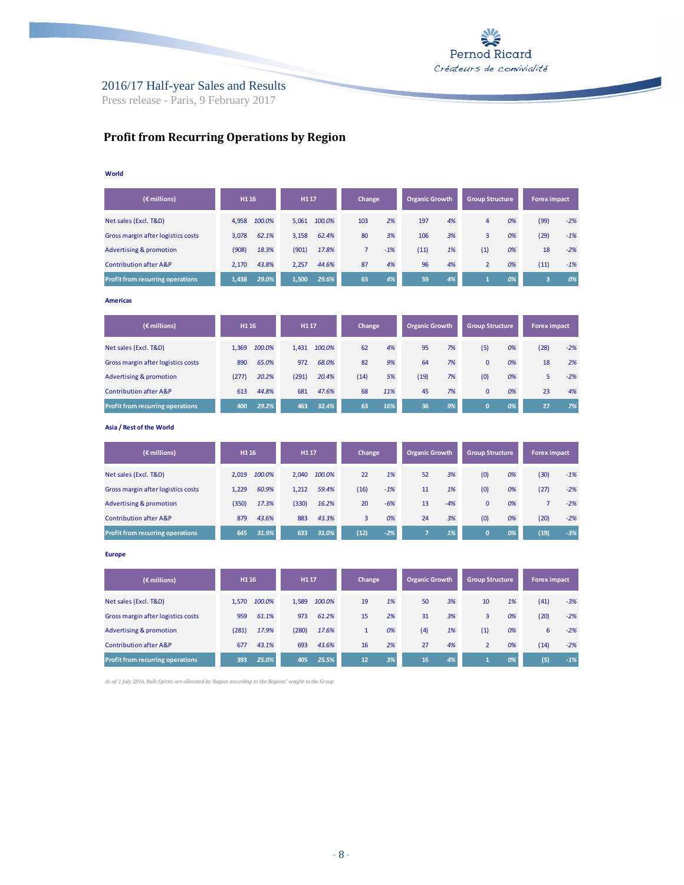## Profit from Recurring Operations by Region

**World**

| (€ millions) | H1 16 | | H1 17 | | Change | | Organic Growth | | Group Structure | | Forex impact | |
|---|---|---|---|---|---|---|---|---|---|---|---|---|
| Net sales (Excl. T&D) | 4,958 | 100.0% | 5,061 | 100.0% | 103 | 2% | 197 | 4% | 4 | 0% | (99) | -2% |
| Gross margin after logistics costs | 3,078 | 62.1% | 3,158 | 62.4% | 80 | 3% | 106 | 3% | 3 | 0% | (29) | -1% |
| Advertising & promotion | (908) | 18.3% | (901) | 17.8% | 7 | -1% | (11) | 1% | (1) | 0% | 18 | -2% |
| Contribution after A&P | 2,170 | 43.8% | 2,257 | 44.6% | 87 | 4% | 96 | 4% | 2 | 0% | (11) | -1% |
| **Profit from recurring operations** | **1,438** | **29.0%** | **1,500** | **29.6%** | **63** | **4%** | **59** | **4%** | **1** | **0%** | **3** | **0%** |

**Americas**

| (€ millions) | H1 16 | | H1 17 | | Change | | Organic Growth | | Group Structure | | Forex impact | |
|---|---|---|---|---|---|---|---|---|---|---|---|---|
| Net sales (Excl. T&D) | 1,369 | 100.0% | 1,431 | 100.0% | 62 | 4% | 95 | 7% | (5) | 0% | (28) | -2% |
| Gross margin after logistics costs | 890 | 65.0% | 972 | 68.0% | 82 | 9% | 64 | 7% | 0 | 0% | 18 | 2% |
| Advertising & promotion | (277) | 20.2% | (291) | 20.4% | (14) | 5% | (19) | 7% | (0) | 0% | 5 | -2% |
| Contribution after A&P | 613 | 44.8% | 681 | 47.6% | 68 | 11% | 45 | 7% | 0 | 0% | 23 | 4% |
| **Profit from recurring operations** | **400** | **29.2%** | **463** | **32.4%** | **63** | **16%** | **36** | **9%** | **0** | **0%** | **27** | **7%** |

**Asia / Rest of the World**

| (€ millions) | H1 16 | | H1 17 | | Change | | Organic Growth | | Group Structure | | Forex impact | |
|---|---|---|---|---|---|---|---|---|---|---|---|---|
| Net sales (Excl. T&D) | 2,019 | 100.0% | 2,040 | 100.0% | 22 | 1% | 52 | 3% | (0) | 0% | (30) | -1% |
| Gross margin after logistics costs | 1,229 | 60.9% | 1,212 | 59.4% | (16) | -1% | 11 | 1% | (0) | 0% | (27) | -2% |
| Advertising & promotion | (350) | 17.3% | (330) | 16.2% | 20 | -6% | 13 | -4% | 0 | 0% | 7 | -2% |
| Contribution after A&P | 879 | 43.6% | 883 | 43.3% | 3 | 0% | 24 | 3% | (0) | 0% | (20) | -2% |
| **Profit from recurring operations** | **645** | **31.9%** | **633** | **31.0%** | **(12)** | **-2%** | **7** | **1%** | **0** | **0%** | **(19)** | **-3%** |

**Europe**

| (€ millions) | H1 16 | | H1 17 | | Change | | Organic Growth | | Group Structure | | Forex impact | |
|---|---|---|---|---|---|---|---|---|---|---|---|---|
| Net sales (Excl. T&D) | 1,570 | 100.0% | 1,589 | 100.0% | 19 | 1% | 50 | 3% | 10 | 1% | (41) | -3% |
| Gross margin after logistics costs | 959 | 61.1% | 973 | 61.2% | 15 | 2% | 31 | 3% | 3 | 0% | (20) | -2% |
| Advertising & promotion | (281) | 17.9% | (280) | 17.6% | 1 | 0% | (4) | 1% | (1) | 0% | 6 | -2% |
| Contribution after A&P | 677 | 43.1% | 693 | 43.6% | 16 | 2% | 27 | 4% | 2 | 0% | (14) | -2% |
| **Profit from recurring operations** | **393** | **25.0%** | **405** | **25.5%** | **12** | **3%** | **16** | **4%** | **1** | **0%** | **(5)** | **-1%** |

*As of 1 July 2016, Bulk Spirits are allocated by Region according to the Regions' weight in the Group*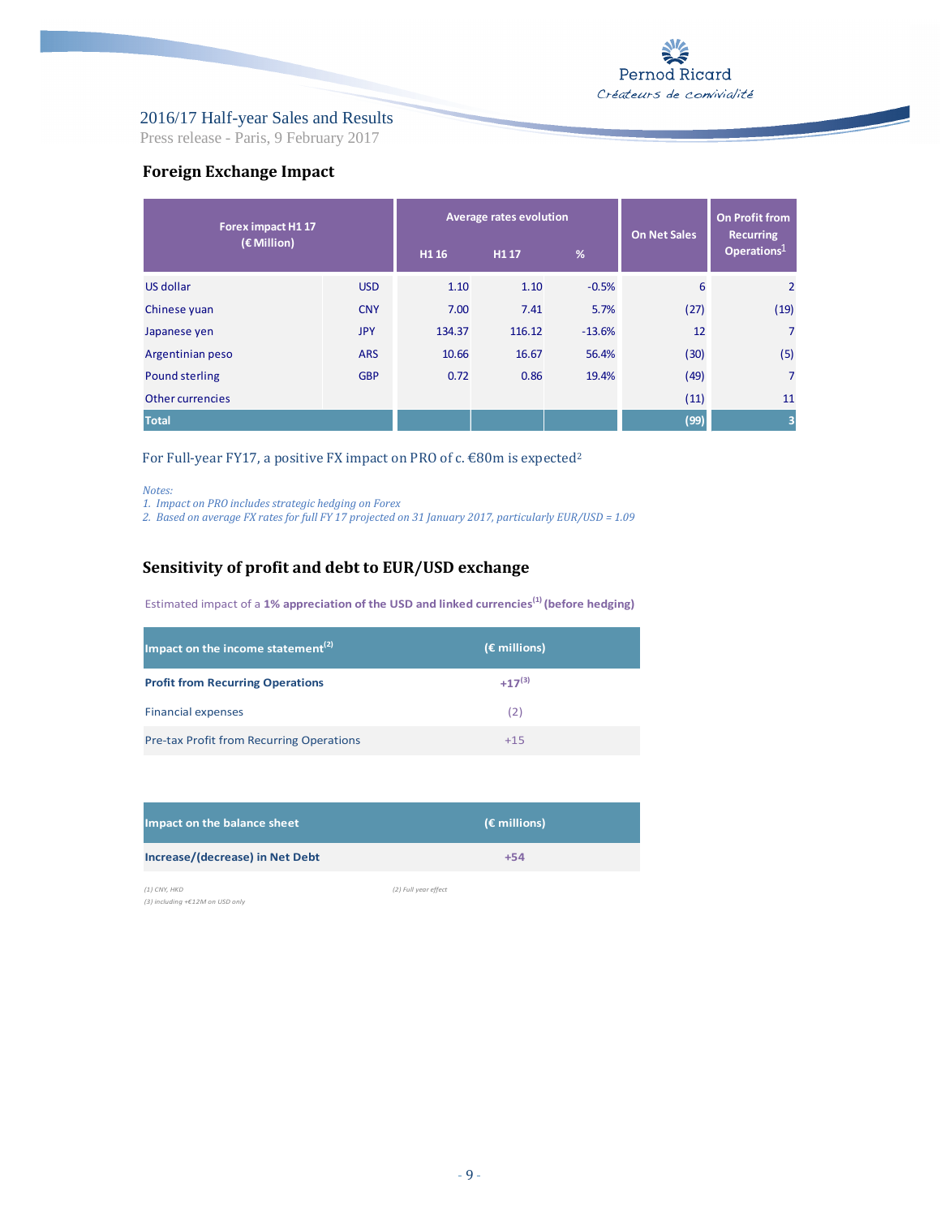## Foreign Exchange Impact

| Forex impact H1 17 (€ Million) | | Average rates evolution | | | On Net Sales | On Profit from Recurring Operations[1] |
|---|---|---|---|---|---|---|
| | | H1 16 | H1 17 | % | | |
| US dollar | USD | 1.10 | 1.10 | -0.5% | 6 | 2 |
| Chinese yuan | CNY | 7.00 | 7.41 | 5.7% | (27) | (19) |
| Japanese yen | JPY | 134.37 | 116.12 | -13.6% | 12 | 7 |
| Argentinian peso | ARS | 10.66 | 16.67 | 56.4% | (30) | (5) |
| Pound sterling | GBP | 0.72 | 0.86 | 19.4% | (49) | 7 |
| Other currencies | | | | | (11) | 11 |
| **Total** | | | | | **(99)** | **3** |

For Full-year FY17, a positive FX impact on PRO of c. €80m is expected[2]

*Notes:*
*1. Impact on PRO includes strategic hedging on Forex*
*2. Based on average FX rates for full FY 17 projected on 31 January 2017, particularly EUR/USD = 1.09*

## Sensitivity of profit and debt to EUR/USD exchange

Estimated impact of a **1% appreciation of the USD and linked currencies[1] (before hedging)**

| Impact on the income statement[2] | (€ millions) |
|---|---|
| **Profit from Recurring Operations** | **+17[3]** |
| Financial expenses | (2) |
| Pre-tax Profit from Recurring Operations | +15 |

| Impact on the balance sheet | (€ millions) |
|---|---|
| **Increase/(decrease) in Net Debt** | **+54** |

*(1) CNY, HKD*
*(2) Full year effect*
*(3) including +€12M on USD only*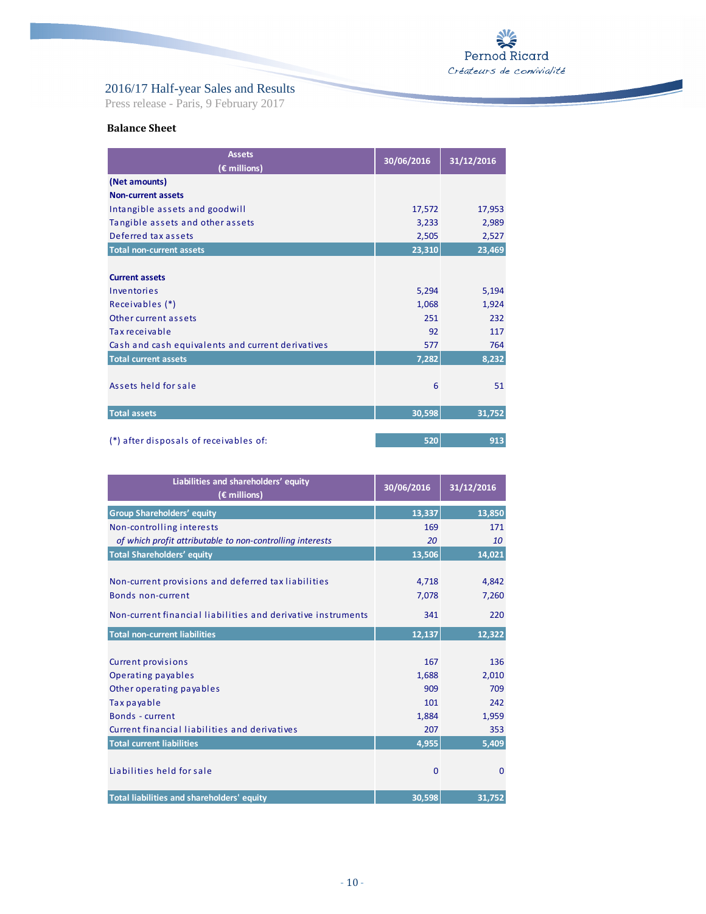## Balance Sheet

| Assets (€ millions) | 30/06/2016 | 31/12/2016 |
|---|---|---|
| **(Net amounts)** | | |
| **Non-current assets** | | |
| Intangible assets and goodwill | 17,572 | 17,953 |
| Tangible assets and other assets | 3,233 | 2,989 |
| Deferred tax assets | 2,505 | 2,527 |
| **Total non-current assets** | **23,310** | **23,469** |
| | | |
| **Current assets** | | |
| Inventories | 5,294 | 5,194 |
| Receivables (*) | 1,068 | 1,924 |
| Other current assets | 251 | 232 |
| Tax receivable | 92 | 117 |
| Cash and cash equivalents and current derivatives | 577 | 764 |
| **Total current assets** | **7,282** | **8,232** |
| | | |
| Assets held for sale | 6 | 51 |
| | | |
| **Total assets** | **30,598** | **31,752** |
| | | |
| (*) after disposals of receivables of: | 520 | 913 |

| Liabilities and shareholders' equity (€ millions) | 30/06/2016 | 31/12/2016 |
|---|---|---|
| **Group Shareholders' equity** | **13,337** | **13,850** |
| Non-controlling interests | 169 | 171 |
| *of which profit attributable to non-controlling interests* | *20* | *10* |
| **Total Shareholders' equity** | **13,506** | **14,021** |
| | | |
| Non-current provisions and deferred tax liabilities | 4,718 | 4,842 |
| Bonds non-current | 7,078 | 7,260 |
| Non-current financial liabilities and derivative instruments | 341 | 220 |
| **Total non-current liabilities** | **12,137** | **12,322** |
| | | |
| Current provisions | 167 | 136 |
| Operating payables | 1,688 | 2,010 |
| Other operating payables | 909 | 709 |
| Tax payable | 101 | 242 |
| Bonds - current | 1,884 | 1,959 |
| Current financial liabilities and derivatives | 207 | 353 |
| **Total current liabilities** | **4,955** | **5,409** |
| | | |
| Liabilities held for sale | 0 | 0 |
| | | |
| **Total liabilities and shareholders' equity** | **30,598** | **31,752** |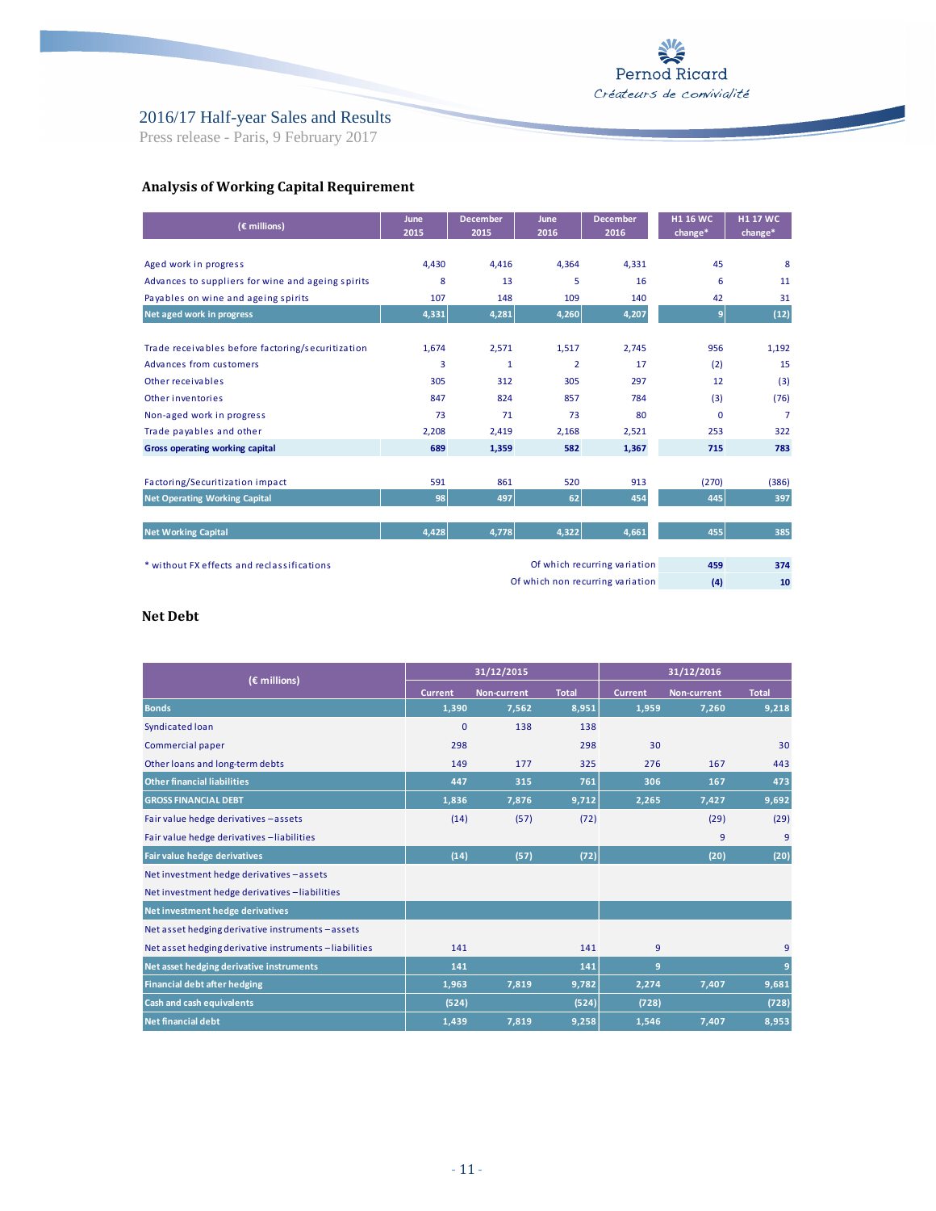## Analysis of Working Capital Requirement

| (€ millions) | June 2015 | December 2015 | June 2016 | December 2016 | H1 16 WC change* | H1 17 WC change* |
|---|---|---|---|---|---|---|
| Aged work in progress | 4,430 | 4,416 | 4,364 | 4,331 | 45 | 8 |
| Advances to suppliers for wine and ageing spirits | 8 | 13 | 5 | 16 | 6 | 11 |
| Payables on wine and ageing spirits | 107 | 148 | 109 | 140 | 42 | 31 |
| **Net aged work in progress** | **4,331** | **4,281** | **4,260** | **4,207** | **9** | **(12)** |
| Trade receivables before factoring/securitization | 1,674 | 2,571 | 1,517 | 2,745 | 956 | 1,192 |
| Advances from customers | 3 | 1 | 2 | 17 | (2) | 15 |
| Other receivables | 305 | 312 | 305 | 297 | 12 | (3) |
| Other inventories | 847 | 824 | 857 | 784 | (3) | (76) |
| Non-aged work in progress | 73 | 71 | 73 | 80 | 0 | 7 |
| Trade payables and other | 2,208 | 2,419 | 2,168 | 2,521 | 253 | 322 |
| **Gross operating working capital** | **689** | **1,359** | **582** | **1,367** | **715** | **783** |
| Factoring/Securitization impact | 591 | 861 | 520 | 913 | (270) | (386) |
| **Net Operating Working Capital** | **98** | **497** | **62** | **454** | **445** | **397** |
| **Net Working Capital** | **4,428** | **4,778** | **4,322** | **4,661** | **455** | **385** |
| | | | | Of which recurring variation | **459** | **374** |
| | | | | Of which non recurring variation | **(4)** | **10** |

* without FX effects and reclassifications

## Net Debt

| (€ millions) | 31/12/2015 | | | 31/12/2016 | | |
|---|---|---|---|---|---|---|
| | Current | Non-current | Total | Current | Non-current | Total |
| **Bonds** | **1,390** | **7,562** | **8,951** | **1,959** | **7,260** | **9,218** |
| Syndicated loan | 0 | 138 | 138 | | | |
| Commercial paper | 298 | | 298 | 30 | | 30 |
| Other loans and long-term debts | 149 | 177 | 325 | 276 | 167 | 443 |
| **Other financial liabilities** | **447** | **315** | **761** | **306** | **167** | **473** |
| **GROSS FINANCIAL DEBT** | **1,836** | **7,876** | **9,712** | **2,265** | **7,427** | **9,692** |
| Fair value hedge derivatives – assets | (14) | (57) | (72) | | (29) | (29) |
| Fair value hedge derivatives – liabilities | | | | | 9 | 9 |
| **Fair value hedge derivatives** | **(14)** | **(57)** | **(72)** | | **(20)** | **(20)** |
| Net investment hedge derivatives – assets | | | | | | |
| Net investment hedge derivatives – liabilities | | | | | | |
| **Net investment hedge derivatives** | | | | | | |
| Net asset hedging derivative instruments – assets | | | | | | |
| Net asset hedging derivative instruments – liabilities | 141 | | 141 | 9 | | 9 |
| **Net asset hedging derivative instruments** | **141** | | **141** | **9** | | **9** |
| **Financial debt after hedging** | **1,963** | **7,819** | **9,782** | **2,274** | **7,407** | **9,681** |
| **Cash and cash equivalents** | **(524)** | | **(524)** | **(728)** | | **(728)** |
| **Net financial debt** | **1,439** | **7,819** | **9,258** | **1,546** | **7,407** | **8,953** |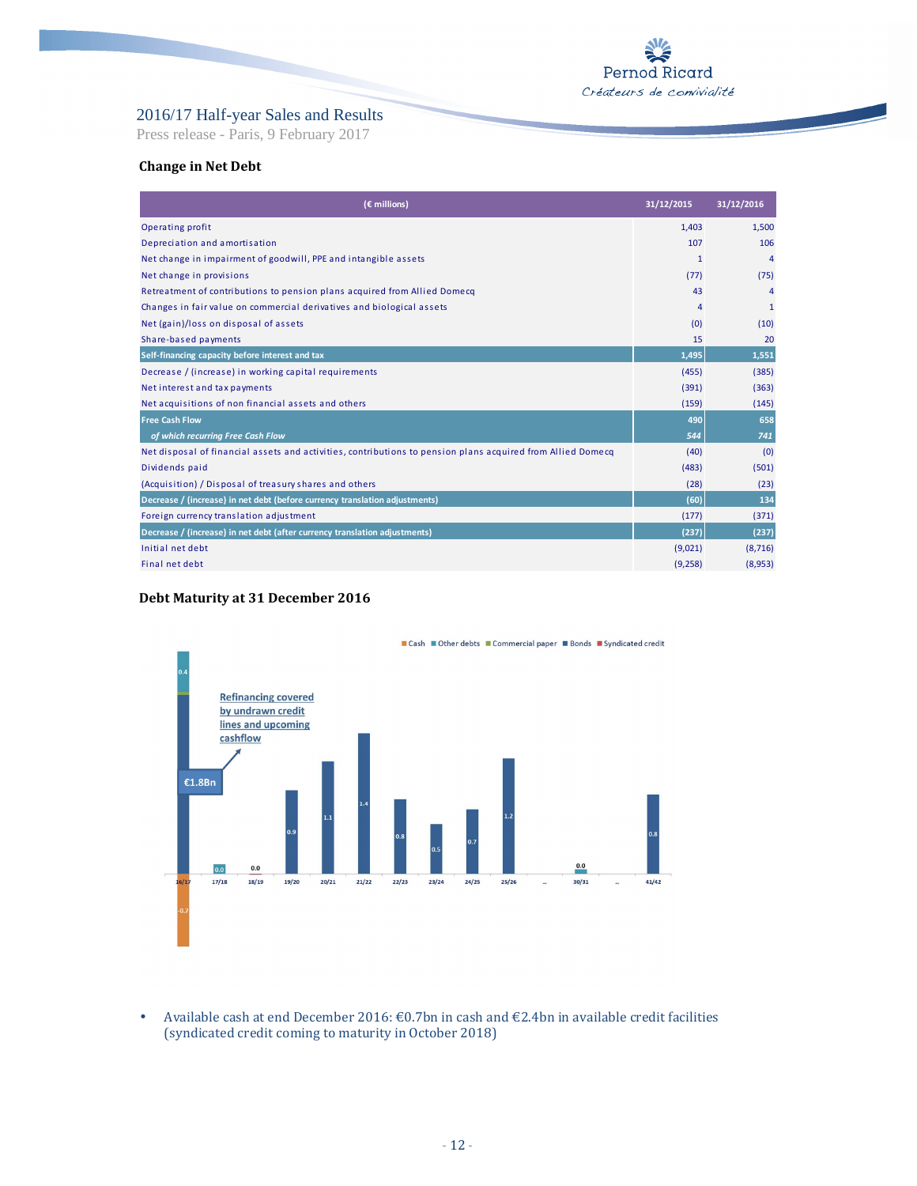## Change in Net Debt

| (€ millions) | 31/12/2015 | 31/12/2016 |
|---|---|---|
| Operating profit | 1,403 | 1,500 |
| Depreciation and amortisation | 107 | 106 |
| Net change in impairment of goodwill, PPE and intangible assets | 1 | 4 |
| Net change in provisions | (77) | (75) |
| Retreatment of contributions to pension plans acquired from Allied Domecq | 43 | 4 |
| Changes in fair value on commercial derivatives and biological assets | 4 | 1 |
| Net (gain)/loss on disposal of assets | (0) | (10) |
| Share-based payments | 15 | 20 |
| **Self-financing capacity before interest and tax** | **1,495** | **1,551** |
| Decrease / (increase) in working capital requirements | (455) | (385) |
| Net interest and tax payments | (391) | (363) |
| Net acquisitions of non financial assets and others | (159) | (145) |
| **Free Cash Flow** | **490** | **658** |
| *of which recurring Free Cash Flow* | *544* | *741* |
| Net disposal of financial assets and activities, contributions to pension plans acquired from Allied Domecq | (40) | (0) |
| Dividends paid | (483) | (501) |
| (Acquisition) / Disposal of treasury shares and others | (28) | (23) |
| **Decrease / (increase) in net debt (before currency translation adjustments)** | **(60)** | **134** |
| Foreign currency translation adjustment | (177) | (371) |
| **Decrease / (increase) in net debt (after currency translation adjustments)** | **(237)** | **(237)** |
| Initial net debt | (9,021) | (8,716) |
| Final net debt | (9,258) | (8,953) |

## Debt Maturity at 31 December 2016

- Available cash at end December 2016: €0.7bn in cash and €2.4bn in available credit facilities (syndicated credit coming to maturity in October 2018)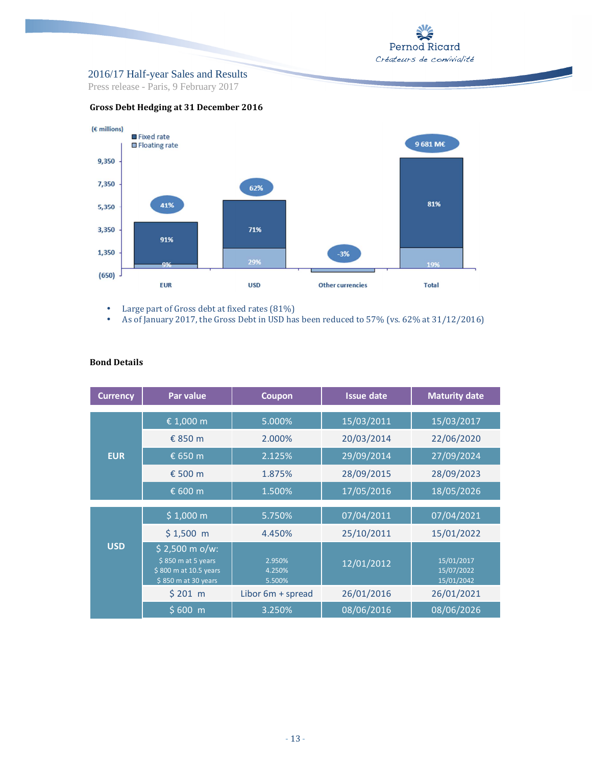### Gross Debt Hedging at 31 December 2016

(€ millions)

- ■ Fixed rate
- ■ Floating rate

| | EUR | USD | Other currencies | Total |
|---|---|---|---|---|
| Share of gross debt | 41% | 62% | -3% | 9 681 M€ |
| Fixed rate | 91% | 71% | | 81% |
| Floating rate | 9% | 29% | | 19% |

- Large part of Gross debt at fixed rates (81%)
- As of January 2017, the Gross Debt in USD has been reduced to 57% (vs. 62% at 31/12/2016)

### Bond Details

| Currency | Par value | Coupon | Issue date | Maturity date |
|---|---|---|---|---|
| EUR | € 1,000 m | 5.000% | 15/03/2011 | 15/03/2017 |
| | € 850 m | 2.000% | 20/03/2014 | 22/06/2020 |
| | € 650 m | 2.125% | 29/09/2014 | 27/09/2024 |
| | € 500 m | 1.875% | 28/09/2015 | 28/09/2023 |
| | € 600 m | 1.500% | 17/05/2016 | 18/05/2026 |
| USD | $ 1,000 m | 5.750% | 07/04/2011 | 07/04/2021 |
| | $ 1,500 m | 4.450% | 25/10/2011 | 15/01/2022 |
| | $ 2,500 m o/w:<br>$ 850 m at 5 years<br>$ 800 m at 10.5 years<br>$ 850 m at 30 years | <br>2.950%<br>4.250%<br>5.500% | 12/01/2012 | <br>15/01/2017<br>15/07/2022<br>15/01/2042 |
| | $ 201 m | Libor 6m + spread | 26/01/2016 | 26/01/2021 |
| | $ 600 m | 3.250% | 08/06/2016 | 08/06/2026 |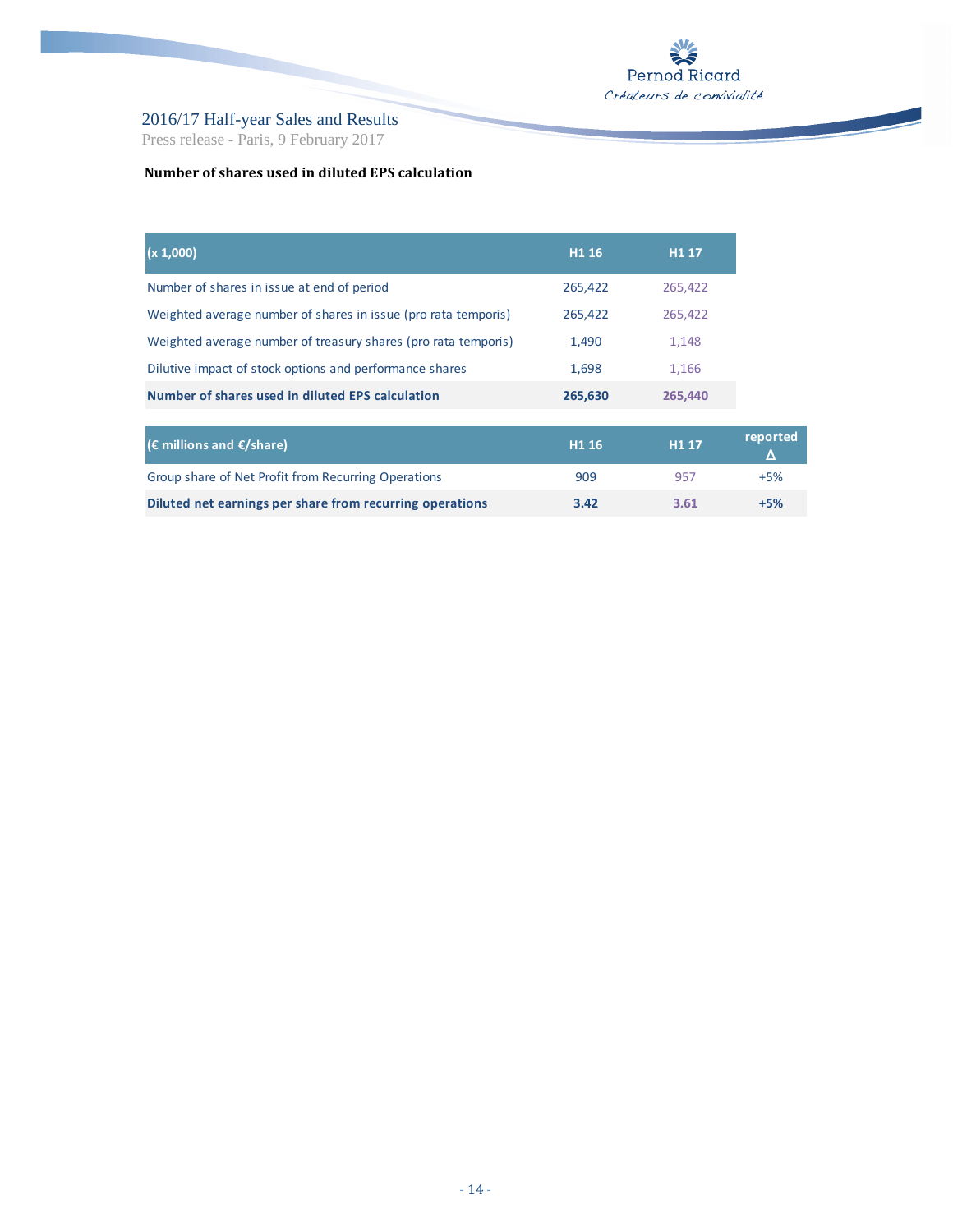**Number of shares used in diluted EPS calculation**

| (x 1,000) | H1 16 | H1 17 |
|---|---|---|
| Number of shares in issue at end of period | 265,422 | 265,422 |
| Weighted average number of shares in issue (pro rata temporis) | 265,422 | 265,422 |
| Weighted average number of treasury shares (pro rata temporis) | 1,490 | 1,148 |
| Dilutive impact of stock options and performance shares | 1,698 | 1,166 |
| **Number of shares used in diluted EPS calculation** | **265,630** | **265,440** |

| (€ millions and €/share) | H1 16 | H1 17 | reported Δ |
|---|---|---|---|
| Group share of Net Profit from Recurring Operations | 909 | 957 | +5% |
| **Diluted net earnings per share from recurring operations** | **3.42** | **3.61** | **+5%** |